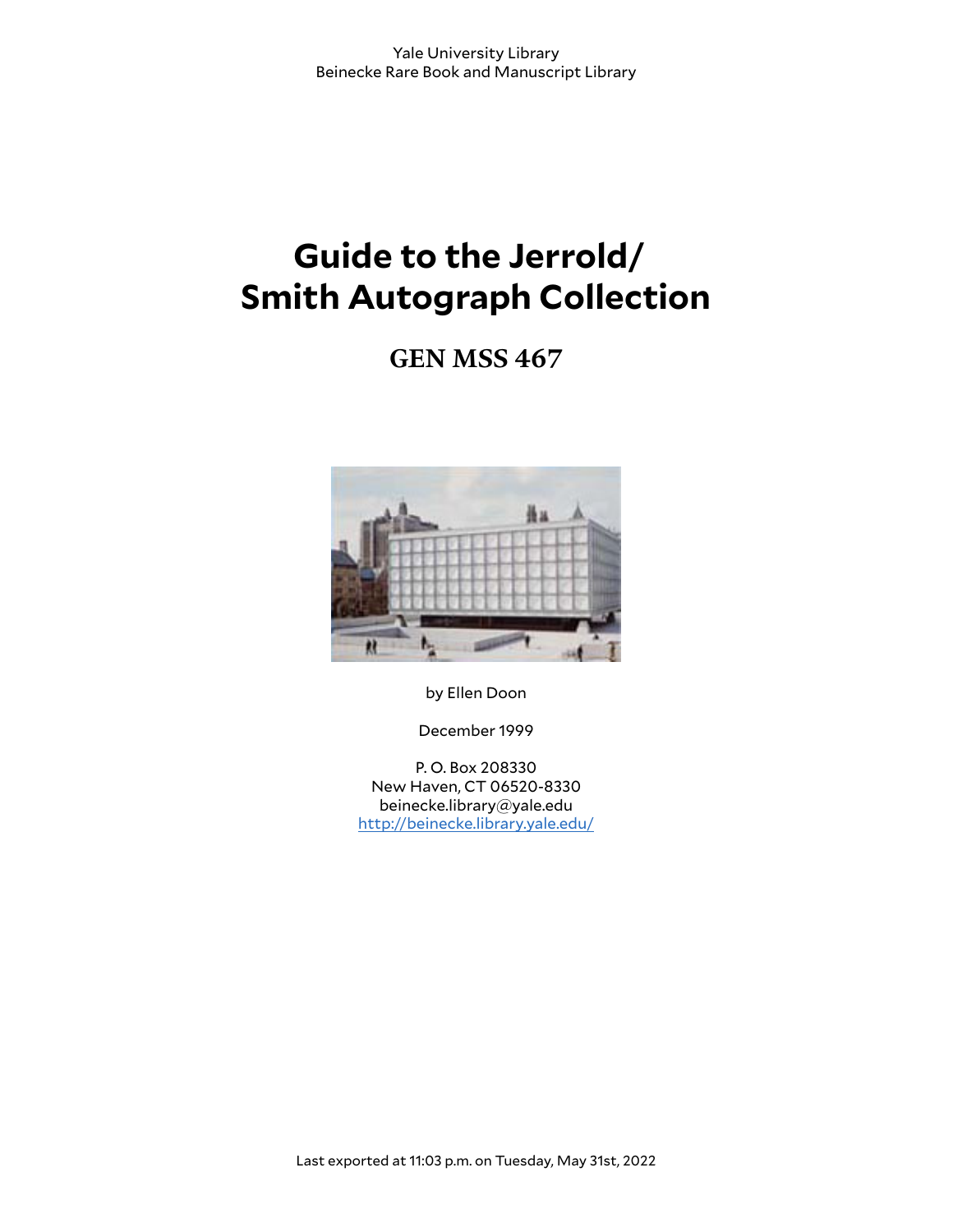Yale University Library
Beinecke Rare Book and Manuscript Library

# Guide to the Jerrold/ Smith Autograph Collection

## GEN MSS 467

by Ellen Doon

December 1999

P. O. Box 208330
New Haven, CT 06520-8330
beinecke.library@yale.edu
http://beinecke.library.yale.edu/

Last exported at 11:03 p.m. on Tuesday, May 31st, 2022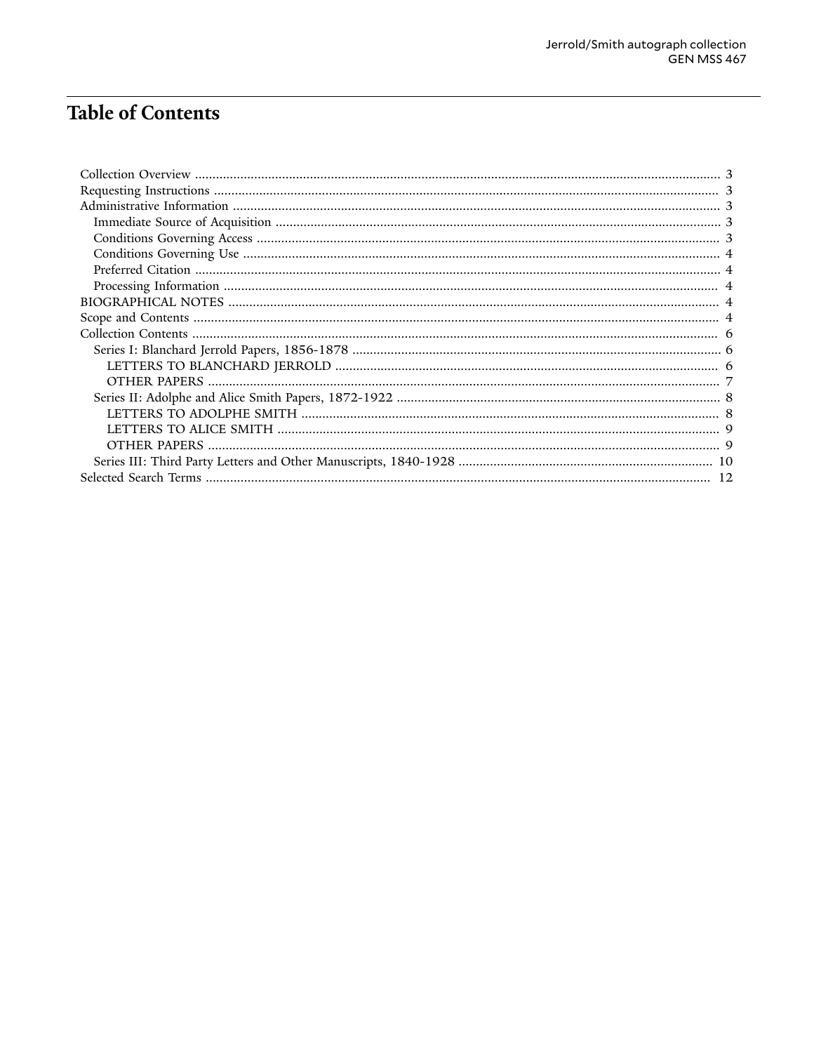# Table of Contents

- Collection Overview ........................................................ 3
- Requesting Instructions ........................................................ 3
- Administrative Information ........................................................ 3
  - Immediate Source of Acquisition ........................................................ 3
  - Conditions Governing Access ........................................................ 3
  - Conditions Governing Use ........................................................ 4
  - Preferred Citation ........................................................ 4
  - Processing Information ........................................................ 4
- BIOGRAPHICAL NOTES ........................................................ 4
- Scope and Contents ........................................................ 4
- Collection Contents ........................................................ 6
  - Series I: Blanchard Jerrold Papers, 1856-1878 ........................................................ 6
    - LETTERS TO BLANCHARD JERROLD ........................................................ 6
    - OTHER PAPERS ........................................................ 7
  - Series II: Adolphe and Alice Smith Papers, 1872-1922 ........................................................ 8
    - LETTERS TO ADOLPHE SMITH ........................................................ 8
    - LETTERS TO ALICE SMITH ........................................................ 9
    - OTHER PAPERS ........................................................ 9
  - Series III: Third Party Letters and Other Manuscripts, 1840-1928 ........................................................ 10
- Selected Search Terms ........................................................ 12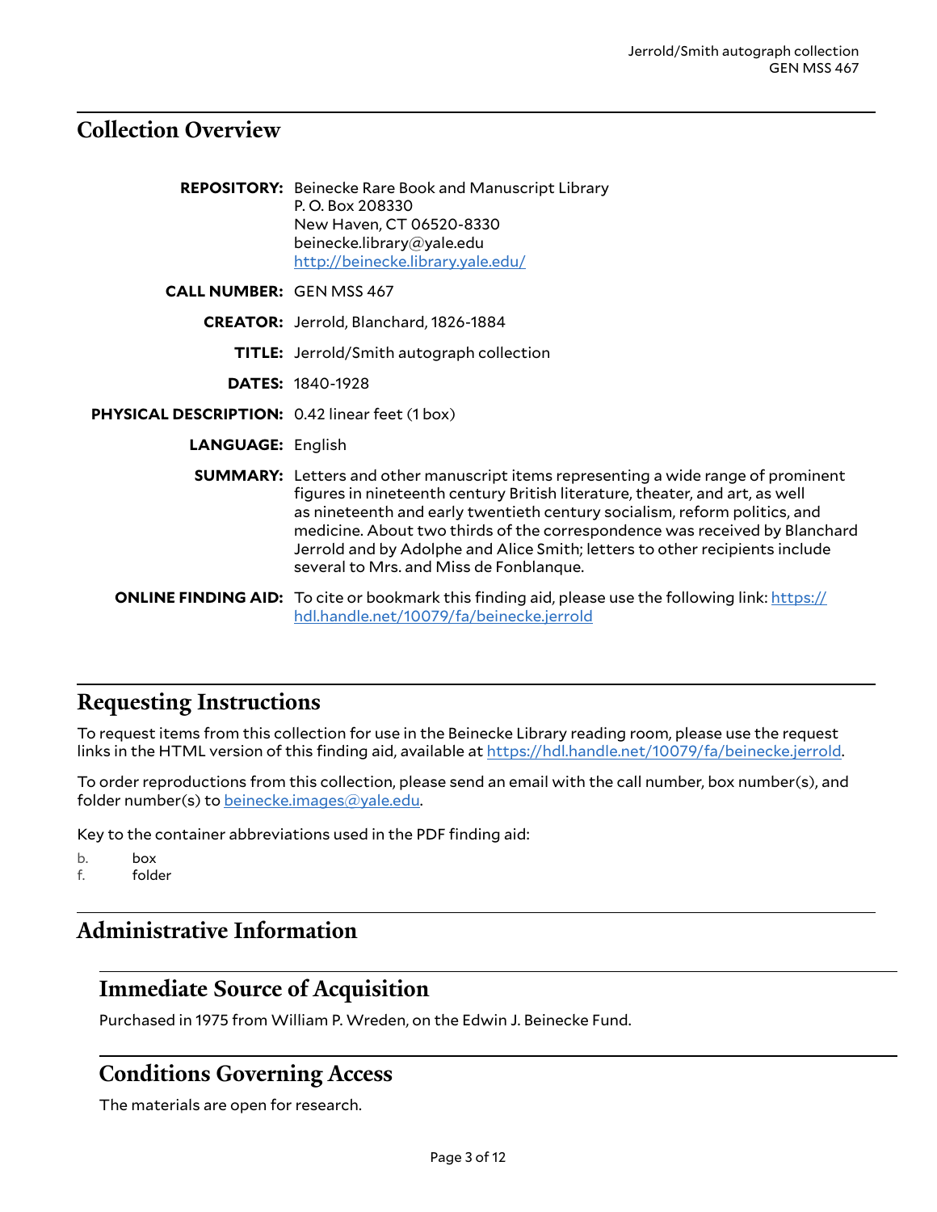## Collection Overview

**REPOSITORY:** Beinecke Rare Book and Manuscript Library
P. O. Box 208330
New Haven, CT 06520-8330
beinecke.library@yale.edu
http://beinecke.library.yale.edu/

**CALL NUMBER:** GEN MSS 467

**CREATOR:** Jerrold, Blanchard, 1826-1884

**TITLE:** Jerrold/Smith autograph collection

**DATES:** 1840-1928

**PHYSICAL DESCRIPTION:** 0.42 linear feet (1 box)

**LANGUAGE:** English

**SUMMARY:** Letters and other manuscript items representing a wide range of prominent figures in nineteenth century British literature, theater, and art, as well as nineteenth and early twentieth century socialism, reform politics, and medicine. About two thirds of the correspondence was received by Blanchard Jerrold and by Adolphe and Alice Smith; letters to other recipients include several to Mrs. and Miss de Fonblanque.

**ONLINE FINDING AID:** To cite or bookmark this finding aid, please use the following link: https://hdl.handle.net/10079/fa/beinecke.jerrold

## Requesting Instructions

To request items from this collection for use in the Beinecke Library reading room, please use the request links in the HTML version of this finding aid, available at https://hdl.handle.net/10079/fa/beinecke.jerrold.

To order reproductions from this collection, please send an email with the call number, box number(s), and folder number(s) to beinecke.images@yale.edu.

Key to the container abbreviations used in the PDF finding aid:

b. box
f. folder

## Administrative Information

### Immediate Source of Acquisition

Purchased in 1975 from William P. Wreden, on the Edwin J. Beinecke Fund.

### Conditions Governing Access

The materials are open for research.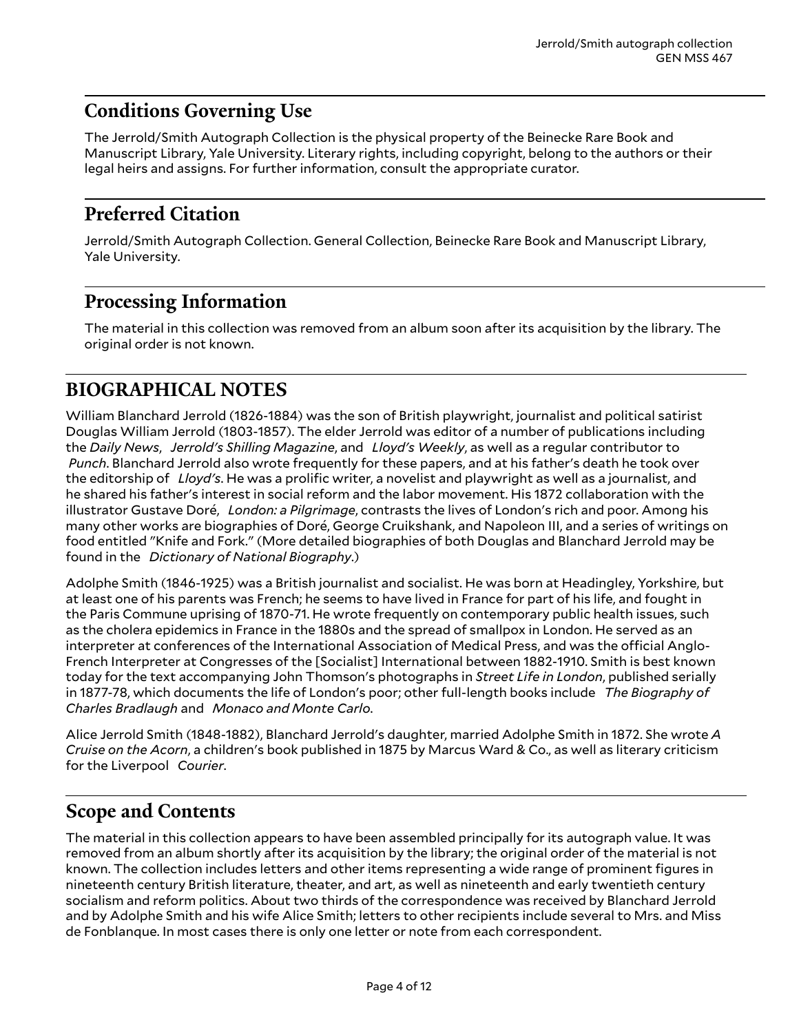## Conditions Governing Use

The Jerrold/Smith Autograph Collection is the physical property of the Beinecke Rare Book and Manuscript Library, Yale University. Literary rights, including copyright, belong to the authors or their legal heirs and assigns. For further information, consult the appropriate curator.

## Preferred Citation

Jerrold/Smith Autograph Collection. General Collection, Beinecke Rare Book and Manuscript Library, Yale University.

## Processing Information

The material in this collection was removed from an album soon after its acquisition by the library. The original order is not known.

# BIOGRAPHICAL NOTES

William Blanchard Jerrold (1826-1884) was the son of British playwright, journalist and political satirist Douglas William Jerrold (1803-1857). The elder Jerrold was editor of a number of publications including the *Daily News*, *Jerrold's Shilling Magazine*, and *Lloyd's Weekly*, as well as a regular contributor to *Punch*. Blanchard Jerrold also wrote frequently for these papers, and at his father's death he took over the editorship of *Lloyd's*. He was a prolific writer, a novelist and playwright as well as a journalist, and he shared his father's interest in social reform and the labor movement. His 1872 collaboration with the illustrator Gustave Doré, *London: a Pilgrimage*, contrasts the lives of London's rich and poor. Among his many other works are biographies of Doré, George Cruikshank, and Napoleon III, and a series of writings on food entitled "Knife and Fork." (More detailed biographies of both Douglas and Blanchard Jerrold may be found in the *Dictionary of National Biography*.)

Adolphe Smith (1846-1925) was a British journalist and socialist. He was born at Headingley, Yorkshire, but at least one of his parents was French; he seems to have lived in France for part of his life, and fought in the Paris Commune uprising of 1870-71. He wrote frequently on contemporary public health issues, such as the cholera epidemics in France in the 1880s and the spread of smallpox in London. He served as an interpreter at conferences of the International Association of Medical Press, and was the official Anglo-French Interpreter at Congresses of the [Socialist] International between 1882-1910. Smith is best known today for the text accompanying John Thomson's photographs in *Street Life in London*, published serially in 1877-78, which documents the life of London's poor; other full-length books include *The Biography of Charles Bradlaugh* and *Monaco and Monte Carlo*.

Alice Jerrold Smith (1848-1882), Blanchard Jerrold's daughter, married Adolphe Smith in 1872. She wrote *A Cruise on the Acorn*, a children's book published in 1875 by Marcus Ward & Co., as well as literary criticism for the Liverpool *Courier*.

## Scope and Contents

The material in this collection appears to have been assembled principally for its autograph value. It was removed from an album shortly after its acquisition by the library; the original order of the material is not known. The collection includes letters and other items representing a wide range of prominent figures in nineteenth century British literature, theater, and art, as well as nineteenth and early twentieth century socialism and reform politics. About two thirds of the correspondence was received by Blanchard Jerrold and by Adolphe Smith and his wife Alice Smith; letters to other recipients include several to Mrs. and Miss de Fonblanque. In most cases there is only one letter or note from each correspondent.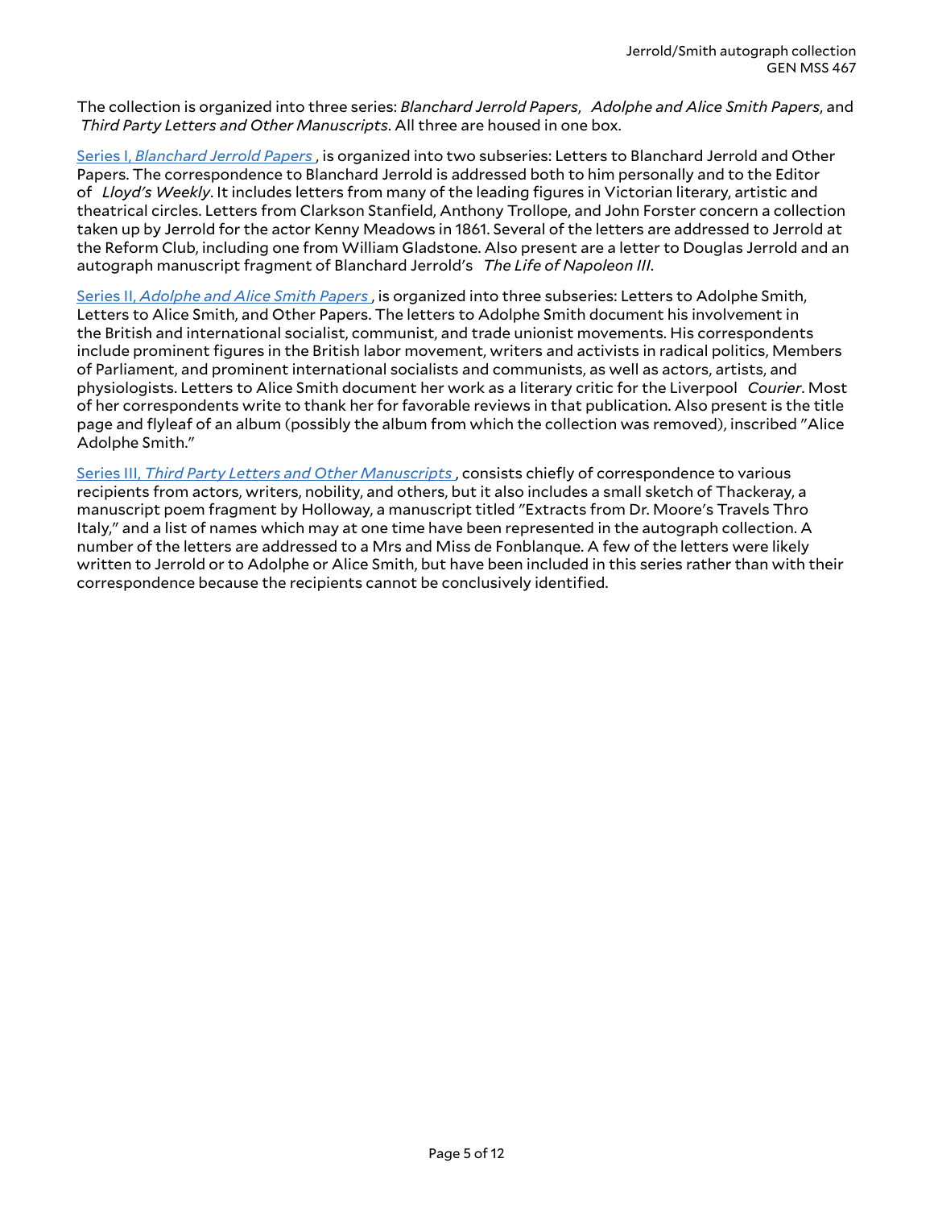The collection is organized into three series: *Blanchard Jerrold Papers*, *Adolphe and Alice Smith Papers*, and *Third Party Letters and Other Manuscripts*. All three are housed in one box.

Series I, *Blanchard Jerrold Papers*, is organized into two subseries: Letters to Blanchard Jerrold and Other Papers. The correspondence to Blanchard Jerrold is addressed both to him personally and to the Editor of *Lloyd's Weekly*. It includes letters from many of the leading figures in Victorian literary, artistic and theatrical circles. Letters from Clarkson Stanfield, Anthony Trollope, and John Forster concern a collection taken up by Jerrold for the actor Kenny Meadows in 1861. Several of the letters are addressed to Jerrold at the Reform Club, including one from William Gladstone. Also present are a letter to Douglas Jerrold and an autograph manuscript fragment of Blanchard Jerrold's *The Life of Napoleon III*.

Series II, *Adolphe and Alice Smith Papers*, is organized into three subseries: Letters to Adolphe Smith, Letters to Alice Smith, and Other Papers. The letters to Adolphe Smith document his involvement in the British and international socialist, communist, and trade unionist movements. His correspondents include prominent figures in the British labor movement, writers and activists in radical politics, Members of Parliament, and prominent international socialists and communists, as well as actors, artists, and physiologists. Letters to Alice Smith document her work as a literary critic for the Liverpool *Courier*. Most of her correspondents write to thank her for favorable reviews in that publication. Also present is the title page and flyleaf of an album (possibly the album from which the collection was removed), inscribed "Alice Adolphe Smith."

Series III, *Third Party Letters and Other Manuscripts*, consists chiefly of correspondence to various recipients from actors, writers, nobility, and others, but it also includes a small sketch of Thackeray, a manuscript poem fragment by Holloway, a manuscript titled "Extracts from Dr. Moore's Travels Thro Italy," and a list of names which may at one time have been represented in the autograph collection. A number of the letters are addressed to a Mrs and Miss de Fonblanque. A few of the letters were likely written to Jerrold or to Adolphe or Alice Smith, but have been included in this series rather than with their correspondence because the recipients cannot be conclusively identified.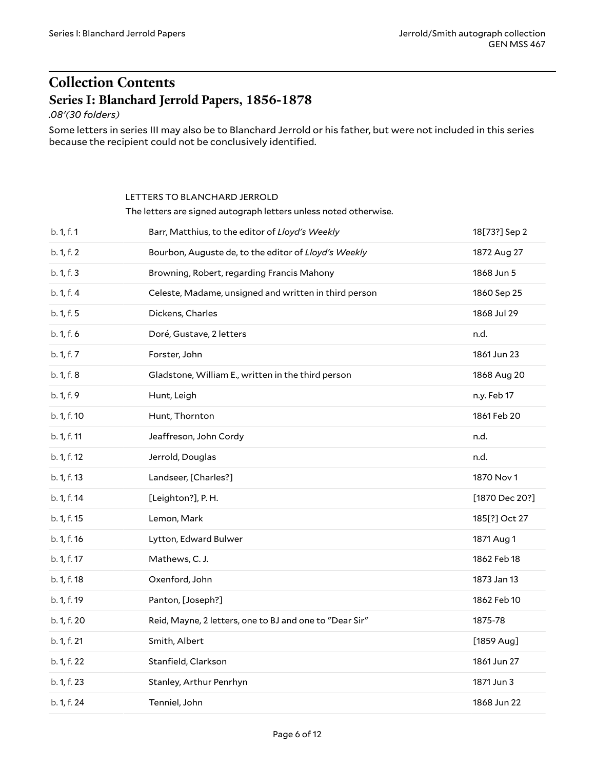# Collection Contents

## Series I: Blanchard Jerrold Papers, 1856-1878

*.08′(30 folders)*

Some letters in series III may also be to Blanchard Jerrold or his father, but were not included in this series because the recipient could not be conclusively identified.

LETTERS TO BLANCHARD JERROLD

The letters are signed autograph letters unless noted otherwise.

| | | |
|---|---|---|
| b. 1, f. 1 | Barr, Matthius, to the editor of *Lloyd's Weekly* | 18[73?] Sep 2 |
| b. 1, f. 2 | Bourbon, Auguste de, to the editor of *Lloyd's Weekly* | 1872 Aug 27 |
| b. 1, f. 3 | Browning, Robert, regarding Francis Mahony | 1868 Jun 5 |
| b. 1, f. 4 | Celeste, Madame, unsigned and written in third person | 1860 Sep 25 |
| b. 1, f. 5 | Dickens, Charles | 1868 Jul 29 |
| b. 1, f. 6 | Doré, Gustave, 2 letters | n.d. |
| b. 1, f. 7 | Forster, John | 1861 Jun 23 |
| b. 1, f. 8 | Gladstone, William E., written in the third person | 1868 Aug 20 |
| b. 1, f. 9 | Hunt, Leigh | n.y. Feb 17 |
| b. 1, f. 10 | Hunt, Thornton | 1861 Feb 20 |
| b. 1, f. 11 | Jeaffreson, John Cordy | n.d. |
| b. 1, f. 12 | Jerrold, Douglas | n.d. |
| b. 1, f. 13 | Landseer, [Charles?] | 1870 Nov 1 |
| b. 1, f. 14 | [Leighton?], P. H. | [1870 Dec 20?] |
| b. 1, f. 15 | Lemon, Mark | 185[?] Oct 27 |
| b. 1, f. 16 | Lytton, Edward Bulwer | 1871 Aug 1 |
| b. 1, f. 17 | Mathews, C. J. | 1862 Feb 18 |
| b. 1, f. 18 | Oxenford, John | 1873 Jan 13 |
| b. 1, f. 19 | Panton, [Joseph?] | 1862 Feb 10 |
| b. 1, f. 20 | Reid, Mayne, 2 letters, one to BJ and one to "Dear Sir" | 1875-78 |
| b. 1, f. 21 | Smith, Albert | [1859 Aug] |
| b. 1, f. 22 | Stanfield, Clarkson | 1861 Jun 27 |
| b. 1, f. 23 | Stanley, Arthur Penrhyn | 1871 Jun 3 |
| b. 1, f. 24 | Tenniel, John | 1868 Jun 22 |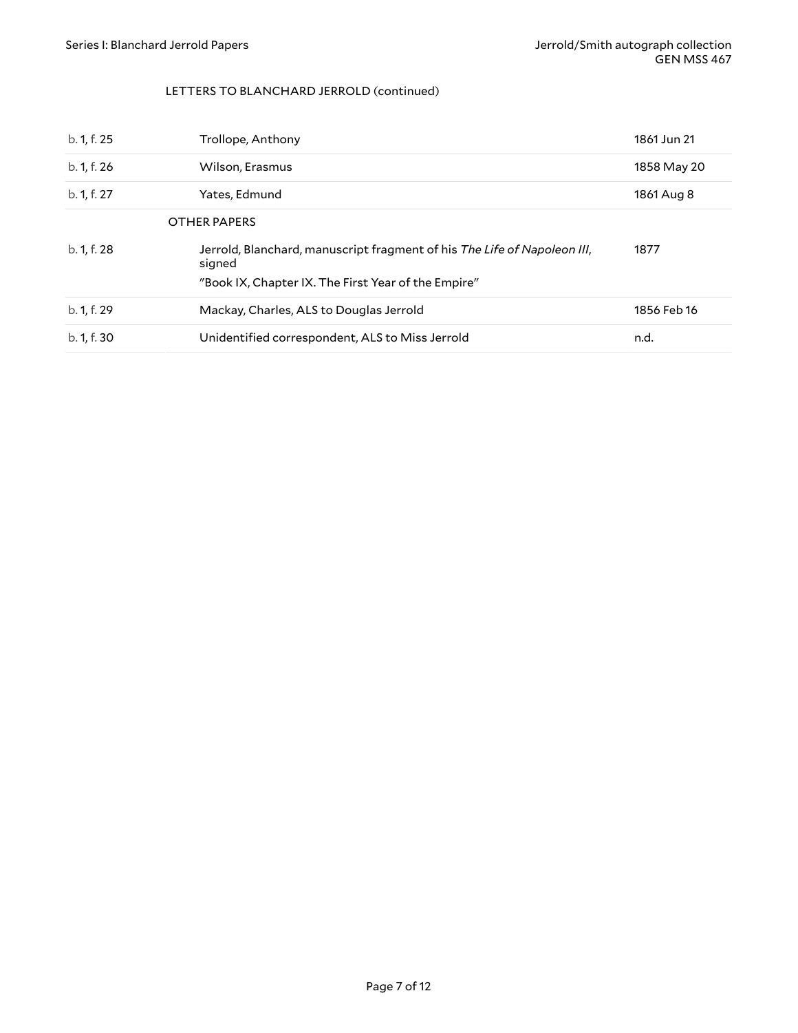LETTERS TO BLANCHARD JERROLD (continued)

| | | |
|---|---|---|
| b. 1, f. 25 | Trollope, Anthony | 1861 Jun 21 |
| b. 1, f. 26 | Wilson, Erasmus | 1858 May 20 |
| b. 1, f. 27 | Yates, Edmund | 1861 Aug 8 |

OTHER PAPERS

| | | |
|---|---|---|
| b. 1, f. 28 | Jerrold, Blanchard, manuscript fragment of his *The Life of Napoleon III*, signed<br>"Book IX, Chapter IX. The First Year of the Empire" | 1877 |
| b. 1, f. 29 | Mackay, Charles, ALS to Douglas Jerrold | 1856 Feb 16 |
| b. 1, f. 30 | Unidentified correspondent, ALS to Miss Jerrold | n.d. |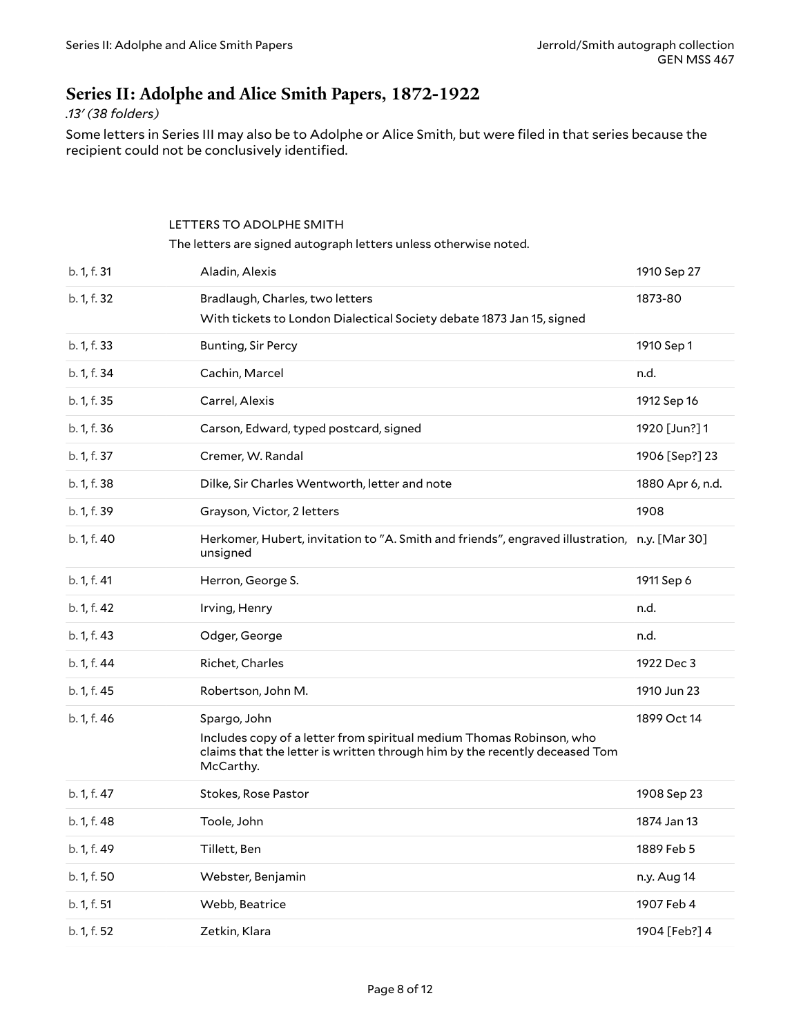# Series II: Adolphe and Alice Smith Papers, 1872-1922

*.13′ (38 folders)*

Some letters in Series III may also be to Adolphe or Alice Smith, but were filed in that series because the recipient could not be conclusively identified.

LETTERS TO ADOLPHE SMITH

The letters are signed autograph letters unless otherwise noted.

| | | |
|---|---|---|
| b. 1, f. 31 | Aladin, Alexis | 1910 Sep 27 |
| b. 1, f. 32 | Bradlaugh, Charles, two letters<br>With tickets to London Dialectical Society debate 1873 Jan 15, signed | 1873-80 |
| b. 1, f. 33 | Bunting, Sir Percy | 1910 Sep 1 |
| b. 1, f. 34 | Cachin, Marcel | n.d. |
| b. 1, f. 35 | Carrel, Alexis | 1912 Sep 16 |
| b. 1, f. 36 | Carson, Edward, typed postcard, signed | 1920 [Jun?] 1 |
| b. 1, f. 37 | Cremer, W. Randal | 1906 [Sep?] 23 |
| b. 1, f. 38 | Dilke, Sir Charles Wentworth, letter and note | 1880 Apr 6, n.d. |
| b. 1, f. 39 | Grayson, Victor, 2 letters | 1908 |
| b. 1, f. 40 | Herkomer, Hubert, invitation to "A. Smith and friends", engraved illustration, unsigned | n.y. [Mar 30] |
| b. 1, f. 41 | Herron, George S. | 1911 Sep 6 |
| b. 1, f. 42 | Irving, Henry | n.d. |
| b. 1, f. 43 | Odger, George | n.d. |
| b. 1, f. 44 | Richet, Charles | 1922 Dec 3 |
| b. 1, f. 45 | Robertson, John M. | 1910 Jun 23 |
| b. 1, f. 46 | Spargo, John<br>Includes copy of a letter from spiritual medium Thomas Robinson, who claims that the letter is written through him by the recently deceased Tom McCarthy. | 1899 Oct 14 |
| b. 1, f. 47 | Stokes, Rose Pastor | 1908 Sep 23 |
| b. 1, f. 48 | Toole, John | 1874 Jan 13 |
| b. 1, f. 49 | Tillett, Ben | 1889 Feb 5 |
| b. 1, f. 50 | Webster, Benjamin | n.y. Aug 14 |
| b. 1, f. 51 | Webb, Beatrice | 1907 Feb 4 |
| b. 1, f. 52 | Zetkin, Klara | 1904 [Feb?] 4 |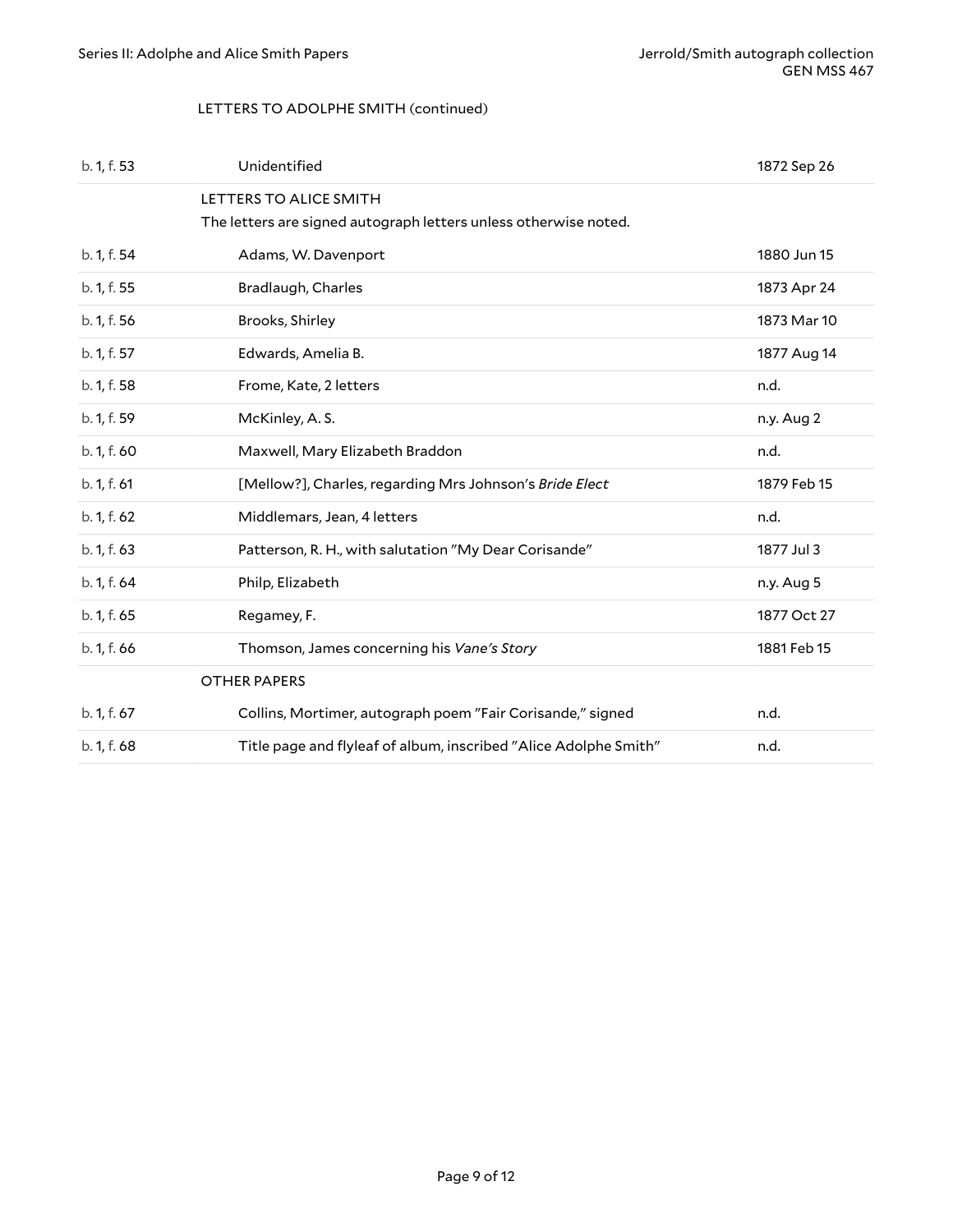LETTERS TO ADOLPHE SMITH (continued)

| | | |
|---|---|---|
| b. 1, f. 53 | Unidentified | 1872 Sep 26 |

LETTERS TO ALICE SMITH

The letters are signed autograph letters unless otherwise noted.

| | | |
|---|---|---|
| b. 1, f. 54 | Adams, W. Davenport | 1880 Jun 15 |
| b. 1, f. 55 | Bradlaugh, Charles | 1873 Apr 24 |
| b. 1, f. 56 | Brooks, Shirley | 1873 Mar 10 |
| b. 1, f. 57 | Edwards, Amelia B. | 1877 Aug 14 |
| b. 1, f. 58 | Frome, Kate, 2 letters | n.d. |
| b. 1, f. 59 | McKinley, A. S. | n.y. Aug 2 |
| b. 1, f. 60 | Maxwell, Mary Elizabeth Braddon | n.d. |
| b. 1, f. 61 | [Mellow?], Charles, regarding Mrs Johnson's *Bride Elect* | 1879 Feb 15 |
| b. 1, f. 62 | Middlemars, Jean, 4 letters | n.d. |
| b. 1, f. 63 | Patterson, R. H., with salutation "My Dear Corisande" | 1877 Jul 3 |
| b. 1, f. 64 | Philp, Elizabeth | n.y. Aug 5 |
| b. 1, f. 65 | Regamey, F. | 1877 Oct 27 |
| b. 1, f. 66 | Thomson, James concerning his *Vane's Story* | 1881 Feb 15 |

OTHER PAPERS

| | | |
|---|---|---|
| b. 1, f. 67 | Collins, Mortimer, autograph poem "Fair Corisande," signed | n.d. |
| b. 1, f. 68 | Title page and flyleaf of album, inscribed "Alice Adolphe Smith" | n.d. |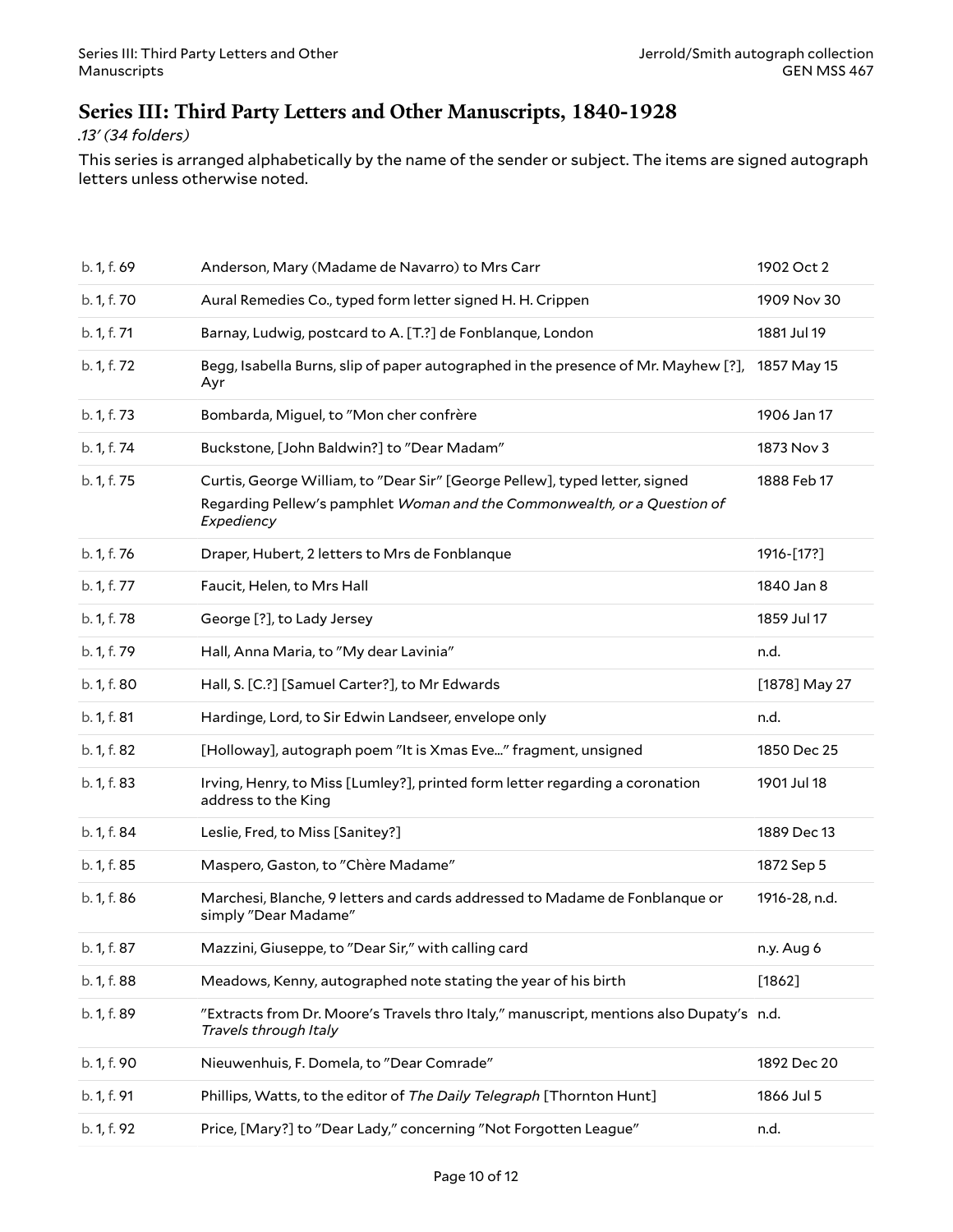## Series III: Third Party Letters and Other Manuscripts, 1840-1928

*.13' (34 folders)*

This series is arranged alphabetically by the name of the sender or subject. The items are signed autograph letters unless otherwise noted.

| | | |
|---|---|---|
| b. 1, f. 69 | Anderson, Mary (Madame de Navarro) to Mrs Carr | 1902 Oct 2 |
| b. 1, f. 70 | Aural Remedies Co., typed form letter signed H. H. Crippen | 1909 Nov 30 |
| b. 1, f. 71 | Barnay, Ludwig, postcard to A. [T.?] de Fonblanque, London | 1881 Jul 19 |
| b. 1, f. 72 | Begg, Isabella Burns, slip of paper autographed in the presence of Mr. Mayhew [?], Ayr | 1857 May 15 |
| b. 1, f. 73 | Bombarda, Miguel, to "Mon cher confrère | 1906 Jan 17 |
| b. 1, f. 74 | Buckstone, [John Baldwin?] to "Dear Madam" | 1873 Nov 3 |
| b. 1, f. 75 | Curtis, George William, to "Dear Sir" [George Pellew], typed letter, signed<br>Regarding Pellew's pamphlet *Woman and the Commonwealth, or a Question of Expediency* | 1888 Feb 17 |
| b. 1, f. 76 | Draper, Hubert, 2 letters to Mrs de Fonblanque | 1916-[17?] |
| b. 1, f. 77 | Faucit, Helen, to Mrs Hall | 1840 Jan 8 |
| b. 1, f. 78 | George [?], to Lady Jersey | 1859 Jul 17 |
| b. 1, f. 79 | Hall, Anna Maria, to "My dear Lavinia" | n.d. |
| b. 1, f. 80 | Hall, S. [C.?] [Samuel Carter?], to Mr Edwards | [1878] May 27 |
| b. 1, f. 81 | Hardinge, Lord, to Sir Edwin Landseer, envelope only | n.d. |
| b. 1, f. 82 | [Holloway], autograph poem "It is Xmas Eve..." fragment, unsigned | 1850 Dec 25 |
| b. 1, f. 83 | Irving, Henry, to Miss [Lumley?], printed form letter regarding a coronation address to the King | 1901 Jul 18 |
| b. 1, f. 84 | Leslie, Fred, to Miss [Sanitey?] | 1889 Dec 13 |
| b. 1, f. 85 | Maspero, Gaston, to "Chère Madame" | 1872 Sep 5 |
| b. 1, f. 86 | Marchesi, Blanche, 9 letters and cards addressed to Madame de Fonblanque or simply "Dear Madame" | 1916-28, n.d. |
| b. 1, f. 87 | Mazzini, Giuseppe, to "Dear Sir," with calling card | n.y. Aug 6 |
| b. 1, f. 88 | Meadows, Kenny, autographed note stating the year of his birth | [1862] |
| b. 1, f. 89 | "Extracts from Dr. Moore's Travels thro Italy," manuscript, mentions also Dupaty's *Travels through Italy* | n.d. |
| b. 1, f. 90 | Nieuwenhuis, F. Domela, to "Dear Comrade" | 1892 Dec 20 |
| b. 1, f. 91 | Phillips, Watts, to the editor of *The Daily Telegraph* [Thornton Hunt] | 1866 Jul 5 |
| b. 1, f. 92 | Price, [Mary?] to "Dear Lady," concerning "Not Forgotten League" | n.d. |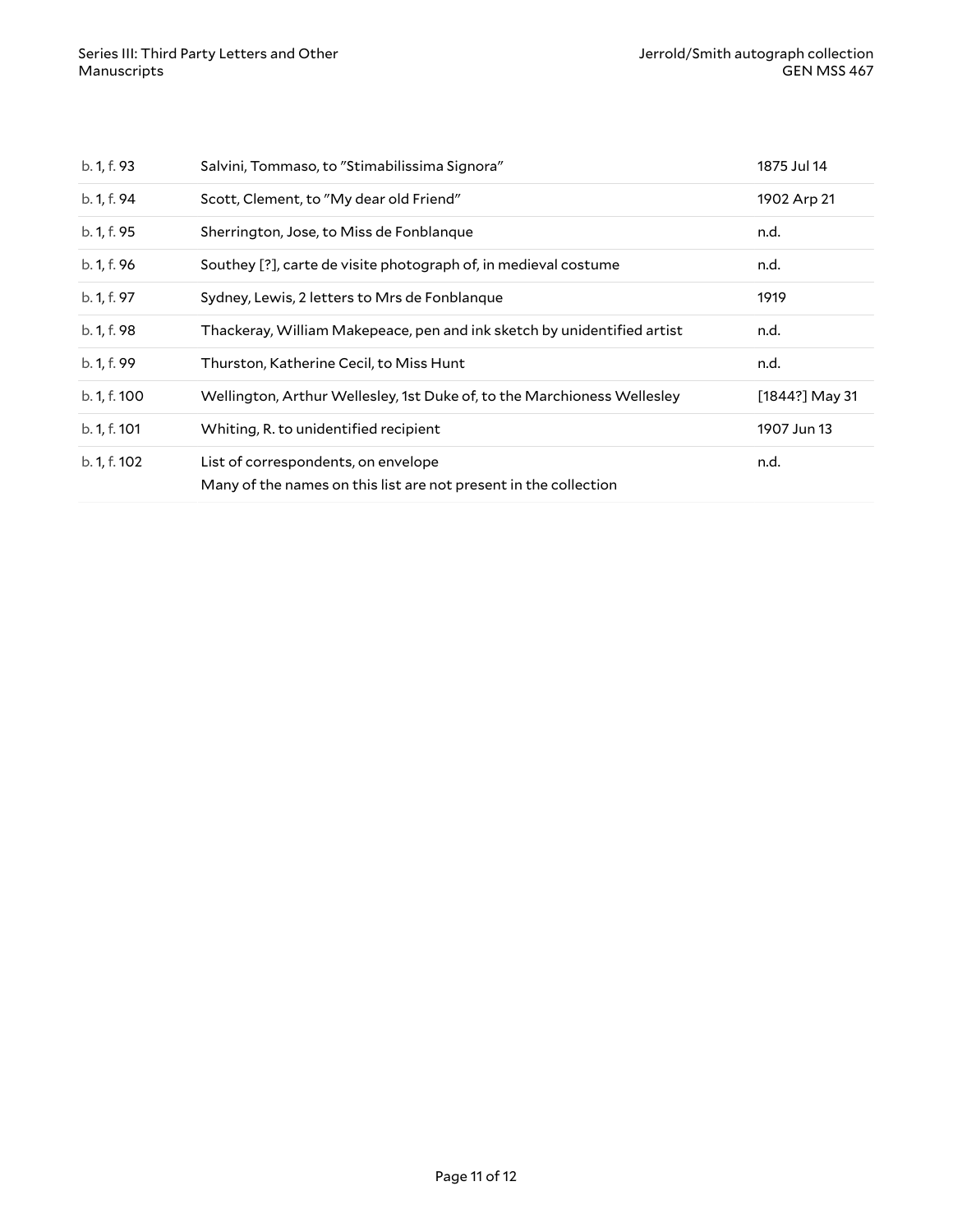| | | |
|---|---|---|
| b. 1, f. 93 | Salvini, Tommaso, to "Stimabilissima Signora" | 1875 Jul 14 |
| b. 1, f. 94 | Scott, Clement, to "My dear old Friend" | 1902 Arp 21 |
| b. 1, f. 95 | Sherrington, Jose, to Miss de Fonblanque | n.d. |
| b. 1, f. 96 | Southey [?], carte de visite photograph of, in medieval costume | n.d. |
| b. 1, f. 97 | Sydney, Lewis, 2 letters to Mrs de Fonblanque | 1919 |
| b. 1, f. 98 | Thackeray, William Makepeace, pen and ink sketch by unidentified artist | n.d. |
| b. 1, f. 99 | Thurston, Katherine Cecil, to Miss Hunt | n.d. |
| b. 1, f. 100 | Wellington, Arthur Wellesley, 1st Duke of, to the Marchioness Wellesley | [1844?] May 31 |
| b. 1, f. 101 | Whiting, R. to unidentified recipient | 1907 Jun 13 |
| b. 1, f. 102 | List of correspondents, on envelope<br>Many of the names on this list are not present in the collection | n.d. |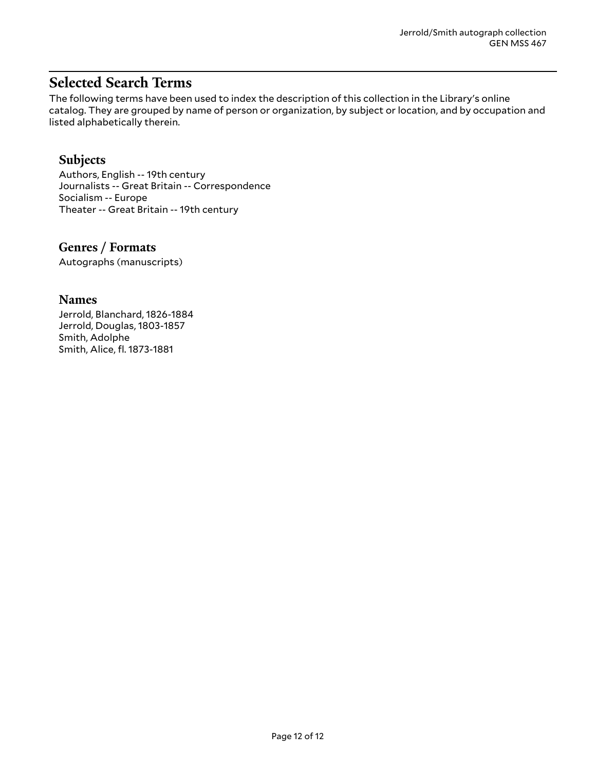## Selected Search Terms

The following terms have been used to index the description of this collection in the Library's online catalog. They are grouped by name of person or organization, by subject or location, and by occupation and listed alphabetically therein.

### Subjects

Authors, English -- 19th century
Journalists -- Great Britain -- Correspondence
Socialism -- Europe
Theater -- Great Britain -- 19th century

### Genres / Formats

Autographs (manuscripts)

### Names

Jerrold, Blanchard, 1826-1884
Jerrold, Douglas, 1803-1857
Smith, Adolphe
Smith, Alice, fl. 1873-1881